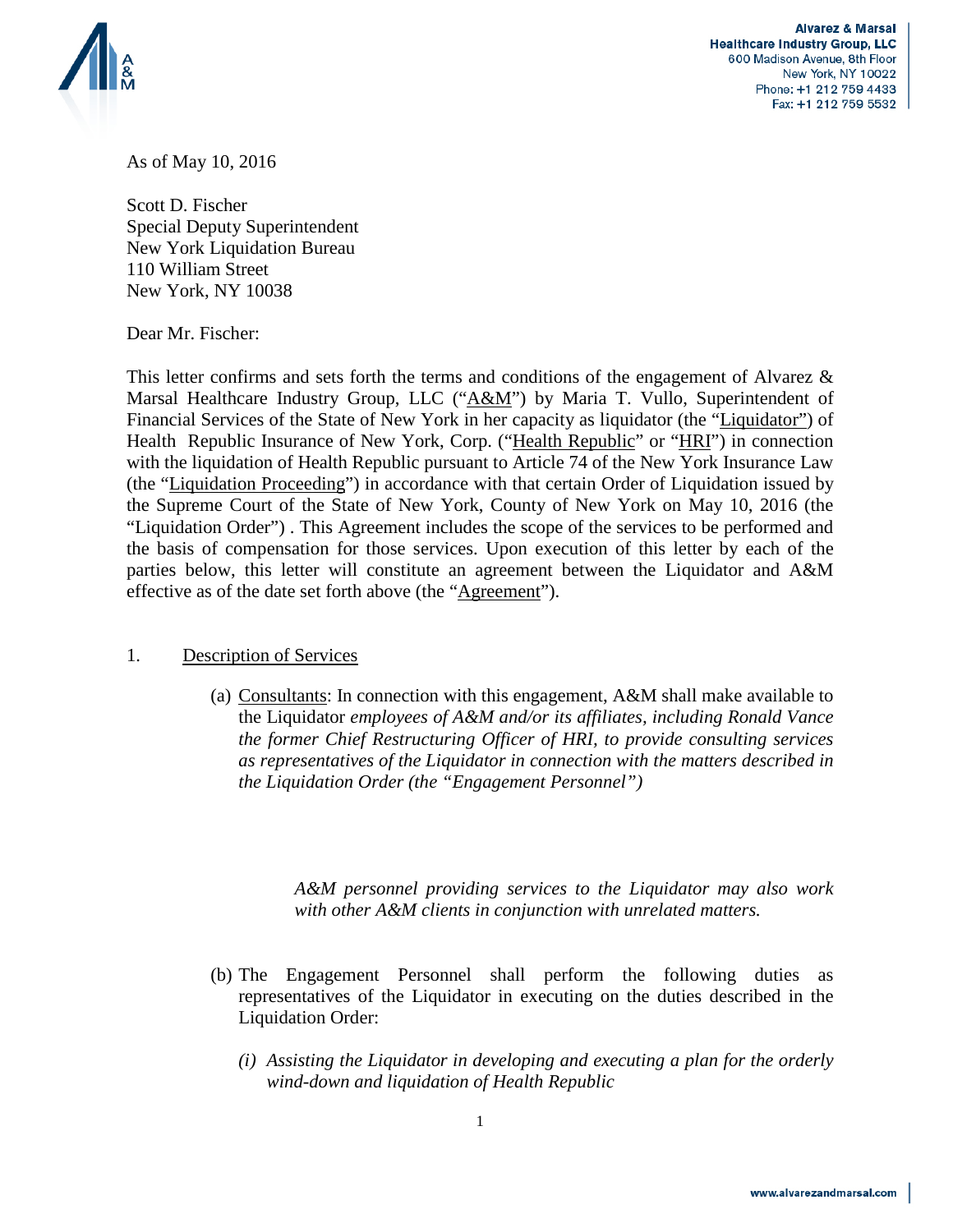Alvarez & Marsal
**Healthcare Industry Group, LLC**
600 Madison Avenue, 8th Floor
New York, NY 10022
Phone: +1 212 759 4433
Fax: +1 212 759 5532

As of May 10, 2016

Scott D. Fischer
Special Deputy Superintendent
New York Liquidation Bureau
110 William Street
New York, NY 10038

Dear Mr. Fischer:

This letter confirms and sets forth the terms and conditions of the engagement of Alvarez & Marsal Healthcare Industry Group, LLC ("A&M") by Maria T. Vullo, Superintendent of Financial Services of the State of New York in her capacity as liquidator (the "Liquidator") of Health Republic Insurance of New York, Corp. ("Health Republic" or "HRI") in connection with the liquidation of Health Republic pursuant to Article 74 of the New York Insurance Law (the "Liquidation Proceeding") in accordance with that certain Order of Liquidation issued by the Supreme Court of the State of New York, County of New York on May 10, 2016 (the "Liquidation Order") . This Agreement includes the scope of the services to be performed and the basis of compensation for those services. Upon execution of this letter by each of the parties below, this letter will constitute an agreement between the Liquidator and A&M effective as of the date set forth above (the "Agreement").

1. Description of Services

(a) Consultants: In connection with this engagement, A&M shall make available to the Liquidator *employees of A&M and/or its affiliates, including Ronald Vance the former Chief Restructuring Officer of HRI, to provide consulting services as representatives of the Liquidator in connection with the matters described in the Liquidation Order (the "Engagement Personnel")*

*A&M personnel providing services to the Liquidator may also work with other A&M clients in conjunction with unrelated matters.*

(b) The Engagement Personnel shall perform the following duties as representatives of the Liquidator in executing on the duties described in the Liquidation Order:

*(i) Assisting the Liquidator in developing and executing a plan for the orderly wind-down and liquidation of Health Republic*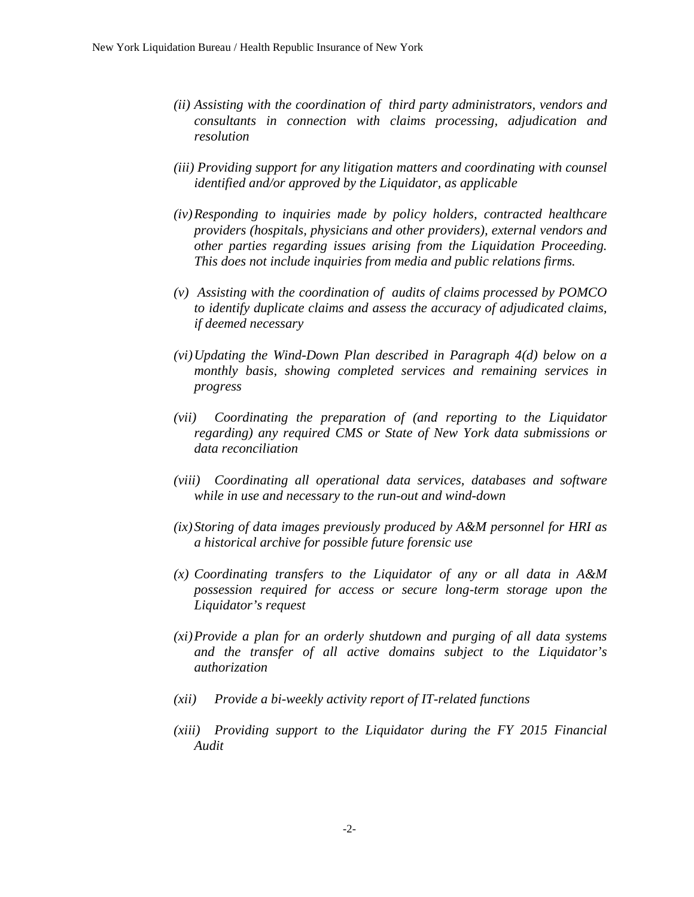*(ii) Assisting with the coordination of third party administrators, vendors and consultants in connection with claims processing, adjudication and resolution*

*(iii) Providing support for any litigation matters and coordinating with counsel identified and/or approved by the Liquidator, as applicable*

*(iv) Responding to inquiries made by policy holders, contracted healthcare providers (hospitals, physicians and other providers), external vendors and other parties regarding issues arising from the Liquidation Proceeding. This does not include inquiries from media and public relations firms.*

*(v) Assisting with the coordination of audits of claims processed by POMCO to identify duplicate claims and assess the accuracy of adjudicated claims, if deemed necessary*

*(vi) Updating the Wind-Down Plan described in Paragraph 4(d) below on a monthly basis, showing completed services and remaining services in progress*

*(vii) Coordinating the preparation of (and reporting to the Liquidator regarding) any required CMS or State of New York data submissions or data reconciliation*

*(viii) Coordinating all operational data services, databases and software while in use and necessary to the run-out and wind-down*

*(ix) Storing of data images previously produced by A&M personnel for HRI as a historical archive for possible future forensic use*

*(x) Coordinating transfers to the Liquidator of any or all data in A&M possession required for access or secure long-term storage upon the Liquidator's request*

*(xi) Provide a plan for an orderly shutdown and purging of all data systems and the transfer of all active domains subject to the Liquidator's authorization*

*(xii) Provide a bi-weekly activity report of IT-related functions*

*(xiii) Providing support to the Liquidator during the FY 2015 Financial Audit*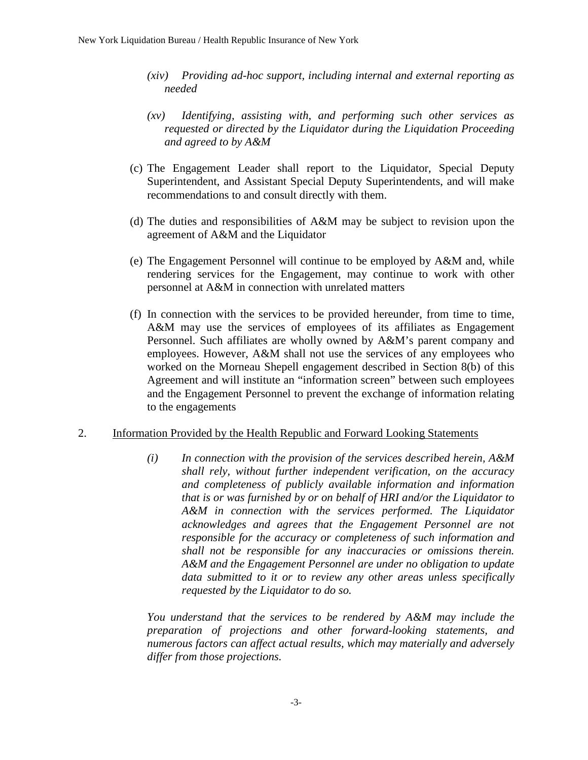*(xiv) Providing ad-hoc support, including internal and external reporting as needed*

*(xv) Identifying, assisting with, and performing such other services as requested or directed by the Liquidator during the Liquidation Proceeding and agreed to by A&M*

(c) The Engagement Leader shall report to the Liquidator, Special Deputy Superintendent, and Assistant Special Deputy Superintendents, and will make recommendations to and consult directly with them.

(d) The duties and responsibilities of A&M may be subject to revision upon the agreement of A&M and the Liquidator

(e) The Engagement Personnel will continue to be employed by A&M and, while rendering services for the Engagement, may continue to work with other personnel at A&M in connection with unrelated matters

(f) In connection with the services to be provided hereunder, from time to time, A&M may use the services of employees of its affiliates as Engagement Personnel. Such affiliates are wholly owned by A&M's parent company and employees. However, A&M shall not use the services of any employees who worked on the Morneau Shepell engagement described in Section 8(b) of this Agreement and will institute an "information screen" between such employees and the Engagement Personnel to prevent the exchange of information relating to the engagements

2. <u>Information Provided by the Health Republic and Forward Looking Statements</u>

*(i) In connection with the provision of the services described herein, A&M shall rely, without further independent verification, on the accuracy and completeness of publicly available information and information that is or was furnished by or on behalf of HRI and/or the Liquidator to A&M in connection with the services performed. The Liquidator acknowledges and agrees that the Engagement Personnel are not responsible for the accuracy or completeness of such information and shall not be responsible for any inaccuracies or omissions therein. A&M and the Engagement Personnel are under no obligation to update data submitted to it or to review any other areas unless specifically requested by the Liquidator to do so.*

*You understand that the services to be rendered by A&M may include the preparation of projections and other forward-looking statements, and numerous factors can affect actual results, which may materially and adversely differ from those projections.*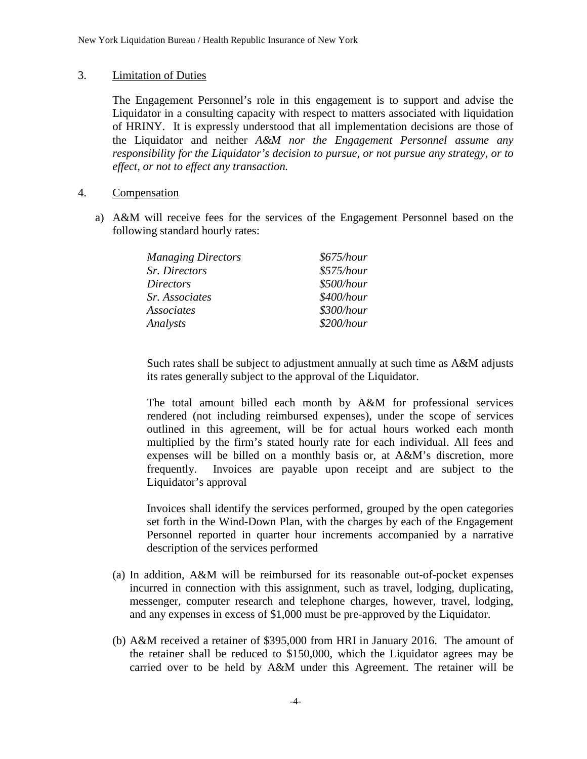3. Limitation of Duties

   The Engagement Personnel's role in this engagement is to support and advise the Liquidator in a consulting capacity with respect to matters associated with liquidation of HRINY. It is expressly understood that all implementation decisions are those of the Liquidator and neither *A&M nor the Engagement Personnel assume any responsibility for the Liquidator's decision to pursue, or not pursue any strategy, or to effect, or not to effect any transaction.*

4. Compensation

   a) A&M will receive fees for the services of the Engagement Personnel based on the following standard hourly rates:

| | |
|---|---|
| *Managing Directors* | *$675/hour* |
| *Sr. Directors* | *$575/hour* |
| *Directors* | *$500/hour* |
| *Sr. Associates* | *$400/hour* |
| *Associates* | *$300/hour* |
| *Analysts* | *$200/hour* |

   Such rates shall be subject to adjustment annually at such time as A&M adjusts its rates generally subject to the approval of the Liquidator.

   The total amount billed each month by A&M for professional services rendered (not including reimbursed expenses), under the scope of services outlined in this agreement, will be for actual hours worked each month multiplied by the firm's stated hourly rate for each individual. All fees and expenses will be billed on a monthly basis or, at A&M's discretion, more frequently. Invoices are payable upon receipt and are subject to the Liquidator's approval

   Invoices shall identify the services performed, grouped by the open categories set forth in the Wind-Down Plan, with the charges by each of the Engagement Personnel reported in quarter hour increments accompanied by a narrative description of the services performed

   (a) In addition, A&M will be reimbursed for its reasonable out-of-pocket expenses incurred in connection with this assignment, such as travel, lodging, duplicating, messenger, computer research and telephone charges, however, travel, lodging, and any expenses in excess of $1,000 must be pre-approved by the Liquidator.

   (b) A&M received a retainer of $395,000 from HRI in January 2016. The amount of the retainer shall be reduced to $150,000, which the Liquidator agrees may be carried over to be held by A&M under this Agreement. The retainer will be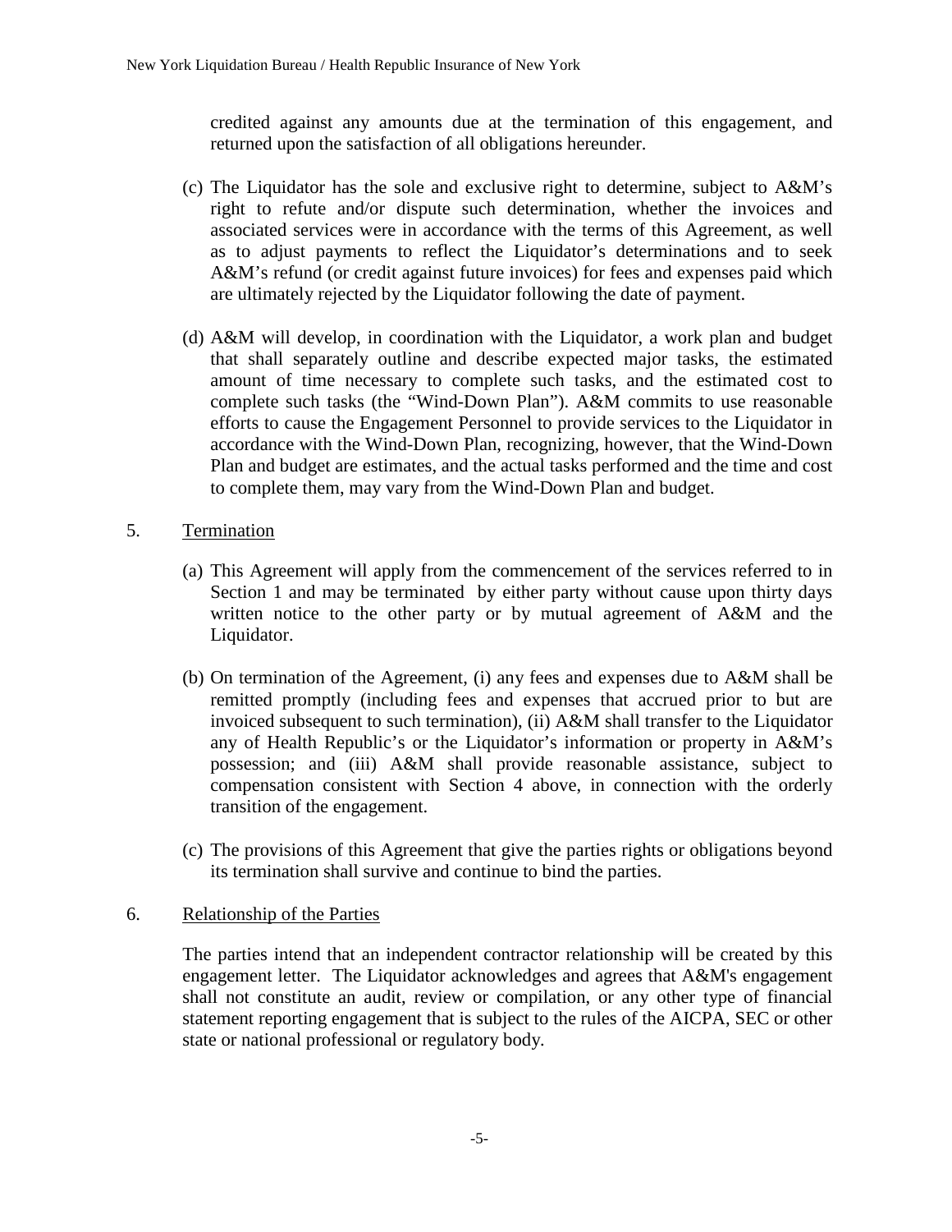credited against any amounts due at the termination of this engagement, and returned upon the satisfaction of all obligations hereunder.

(c) The Liquidator has the sole and exclusive right to determine, subject to A&M's right to refute and/or dispute such determination, whether the invoices and associated services were in accordance with the terms of this Agreement, as well as to adjust payments to reflect the Liquidator's determinations and to seek A&M's refund (or credit against future invoices) for fees and expenses paid which are ultimately rejected by the Liquidator following the date of payment.

(d) A&M will develop, in coordination with the Liquidator, a work plan and budget that shall separately outline and describe expected major tasks, the estimated amount of time necessary to complete such tasks, and the estimated cost to complete such tasks (the "Wind-Down Plan"). A&M commits to use reasonable efforts to cause the Engagement Personnel to provide services to the Liquidator in accordance with the Wind-Down Plan, recognizing, however, that the Wind-Down Plan and budget are estimates, and the actual tasks performed and the time and cost to complete them, may vary from the Wind-Down Plan and budget.

5. <u>Termination</u>

(a) This Agreement will apply from the commencement of the services referred to in Section 1 and may be terminated by either party without cause upon thirty days written notice to the other party or by mutual agreement of A&M and the Liquidator.

(b) On termination of the Agreement, (i) any fees and expenses due to A&M shall be remitted promptly (including fees and expenses that accrued prior to but are invoiced subsequent to such termination), (ii) A&M shall transfer to the Liquidator any of Health Republic's or the Liquidator's information or property in A&M's possession; and (iii) A&M shall provide reasonable assistance, subject to compensation consistent with Section 4 above, in connection with the orderly transition of the engagement.

(c) The provisions of this Agreement that give the parties rights or obligations beyond its termination shall survive and continue to bind the parties.

6. <u>Relationship of the Parties</u>

The parties intend that an independent contractor relationship will be created by this engagement letter. The Liquidator acknowledges and agrees that A&M's engagement shall not constitute an audit, review or compilation, or any other type of financial statement reporting engagement that is subject to the rules of the AICPA, SEC or other state or national professional or regulatory body.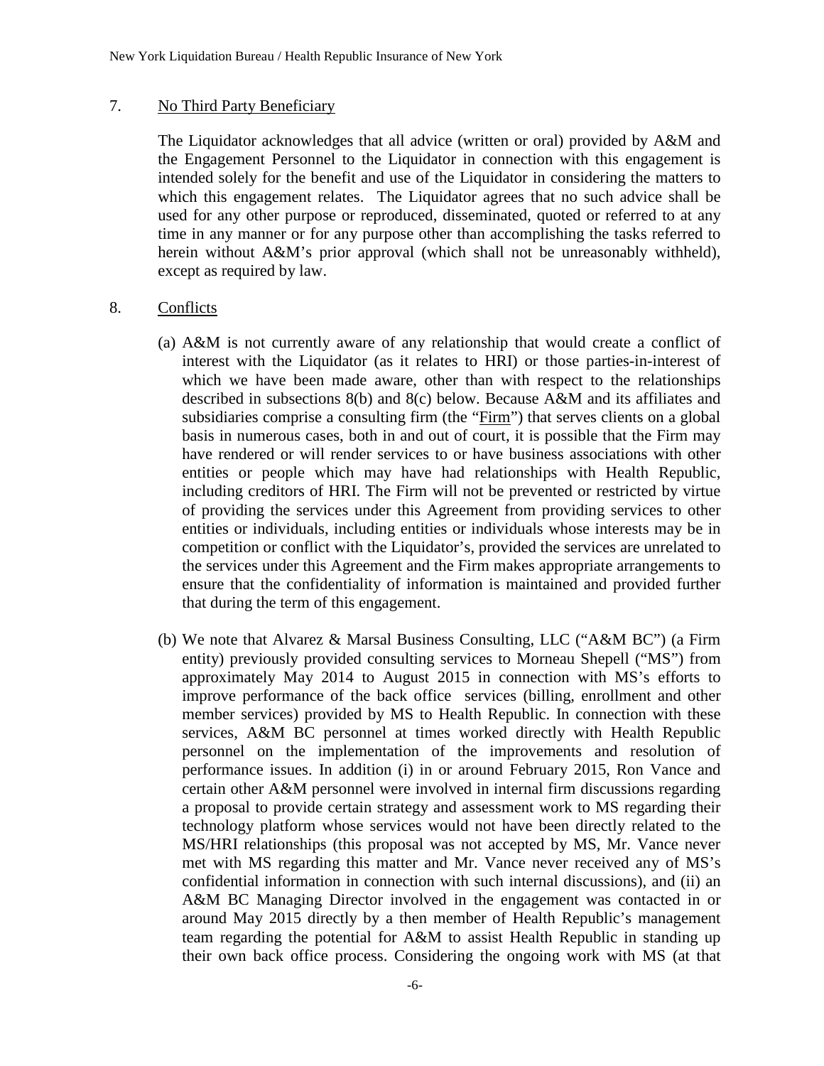7. <u>No Third Party Beneficiary</u>

   The Liquidator acknowledges that all advice (written or oral) provided by A&M and the Engagement Personnel to the Liquidator in connection with this engagement is intended solely for the benefit and use of the Liquidator in considering the matters to which this engagement relates. The Liquidator agrees that no such advice shall be used for any other purpose or reproduced, disseminated, quoted or referred to at any time in any manner or for any purpose other than accomplishing the tasks referred to herein without A&M's prior approval (which shall not be unreasonably withheld), except as required by law.

8. <u>Conflicts</u>

   (a) A&M is not currently aware of any relationship that would create a conflict of interest with the Liquidator (as it relates to HRI) or those parties-in-interest of which we have been made aware, other than with respect to the relationships described in subsections 8(b) and 8(c) below. Because A&M and its affiliates and subsidiaries comprise a consulting firm (the "<u>Firm</u>") that serves clients on a global basis in numerous cases, both in and out of court, it is possible that the Firm may have rendered or will render services to or have business associations with other entities or people which may have had relationships with Health Republic, including creditors of HRI. The Firm will not be prevented or restricted by virtue of providing the services under this Agreement from providing services to other entities or individuals, including entities or individuals whose interests may be in competition or conflict with the Liquidator's, provided the services are unrelated to the services under this Agreement and the Firm makes appropriate arrangements to ensure that the confidentiality of information is maintained and provided further that during the term of this engagement.

   (b) We note that Alvarez & Marsal Business Consulting, LLC ("A&M BC") (a Firm entity) previously provided consulting services to Morneau Shepell ("MS") from approximately May 2014 to August 2015 in connection with MS's efforts to improve performance of the back office services (billing, enrollment and other member services) provided by MS to Health Republic. In connection with these services, A&M BC personnel at times worked directly with Health Republic personnel on the implementation of the improvements and resolution of performance issues. In addition (i) in or around February 2015, Ron Vance and certain other A&M personnel were involved in internal firm discussions regarding a proposal to provide certain strategy and assessment work to MS regarding their technology platform whose services would not have been directly related to the MS/HRI relationships (this proposal was not accepted by MS, Mr. Vance never met with MS regarding this matter and Mr. Vance never received any of MS's confidential information in connection with such internal discussions), and (ii) an A&M BC Managing Director involved in the engagement was contacted in or around May 2015 directly by a then member of Health Republic's management team regarding the potential for A&M to assist Health Republic in standing up their own back office process. Considering the ongoing work with MS (at that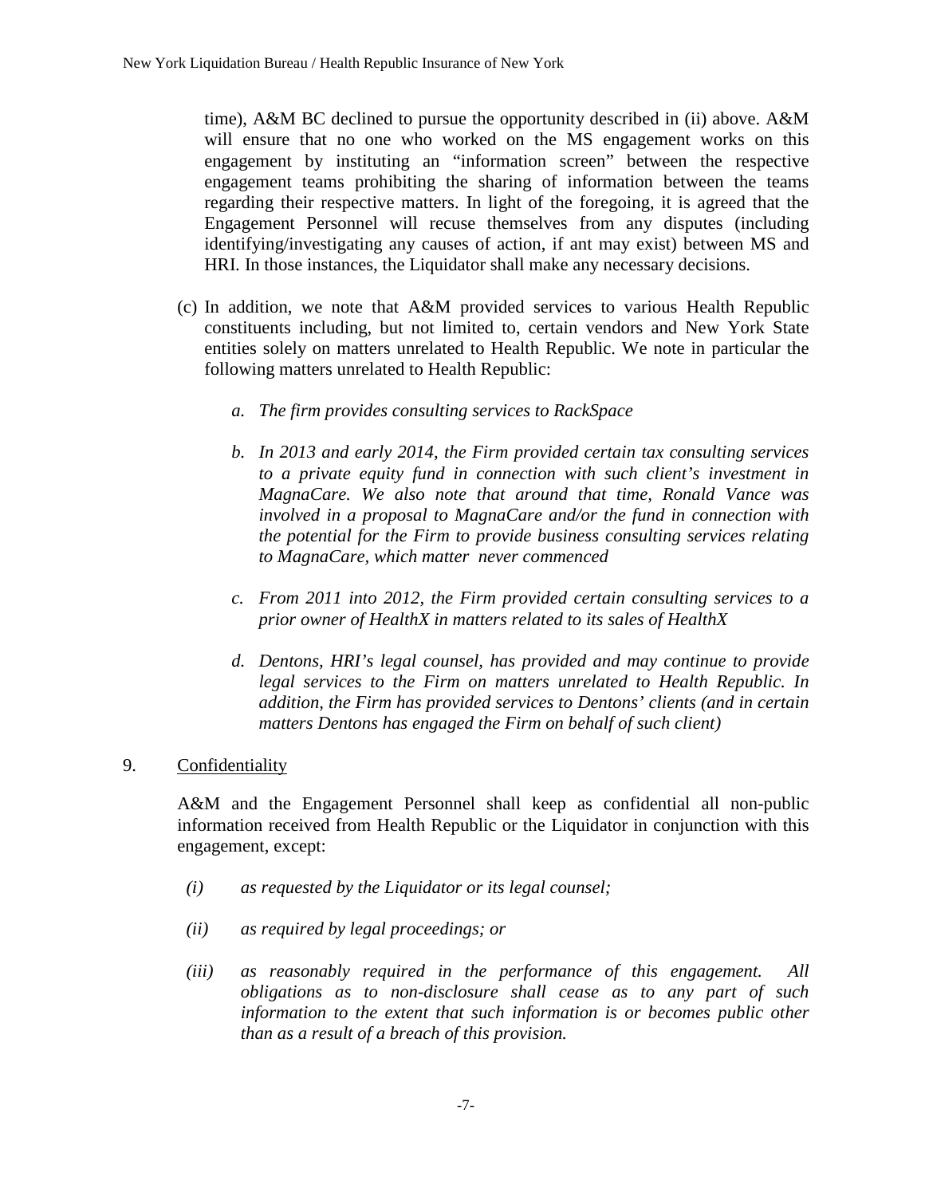time), A&M BC declined to pursue the opportunity described in (ii) above. A&M will ensure that no one who worked on the MS engagement works on this engagement by instituting an "information screen" between the respective engagement teams prohibiting the sharing of information between the teams regarding their respective matters. In light of the foregoing, it is agreed that the Engagement Personnel will recuse themselves from any disputes (including identifying/investigating any causes of action, if ant may exist) between MS and HRI. In those instances, the Liquidator shall make any necessary decisions.

(c) In addition, we note that A&M provided services to various Health Republic constituents including, but not limited to, certain vendors and New York State entities solely on matters unrelated to Health Republic. We note in particular the following matters unrelated to Health Republic:

*a. The firm provides consulting services to RackSpace*

*b. In 2013 and early 2014, the Firm provided certain tax consulting services to a private equity fund in connection with such client's investment in MagnaCare. We also note that around that time, Ronald Vance was involved in a proposal to MagnaCare and/or the fund in connection with the potential for the Firm to provide business consulting services relating to MagnaCare, which matter never commenced*

*c. From 2011 into 2012, the Firm provided certain consulting services to a prior owner of HealthX in matters related to its sales of HealthX*

*d. Dentons, HRI's legal counsel, has provided and may continue to provide legal services to the Firm on matters unrelated to Health Republic. In addition, the Firm has provided services to Dentons' clients (and in certain matters Dentons has engaged the Firm on behalf of such client)*

9. <u>Confidentiality</u>

A&M and the Engagement Personnel shall keep as confidential all non-public information received from Health Republic or the Liquidator in conjunction with this engagement, except:

*(i) as requested by the Liquidator or its legal counsel;*

*(ii) as required by legal proceedings; or*

*(iii) as reasonably required in the performance of this engagement. All obligations as to non-disclosure shall cease as to any part of such information to the extent that such information is or becomes public other than as a result of a breach of this provision.*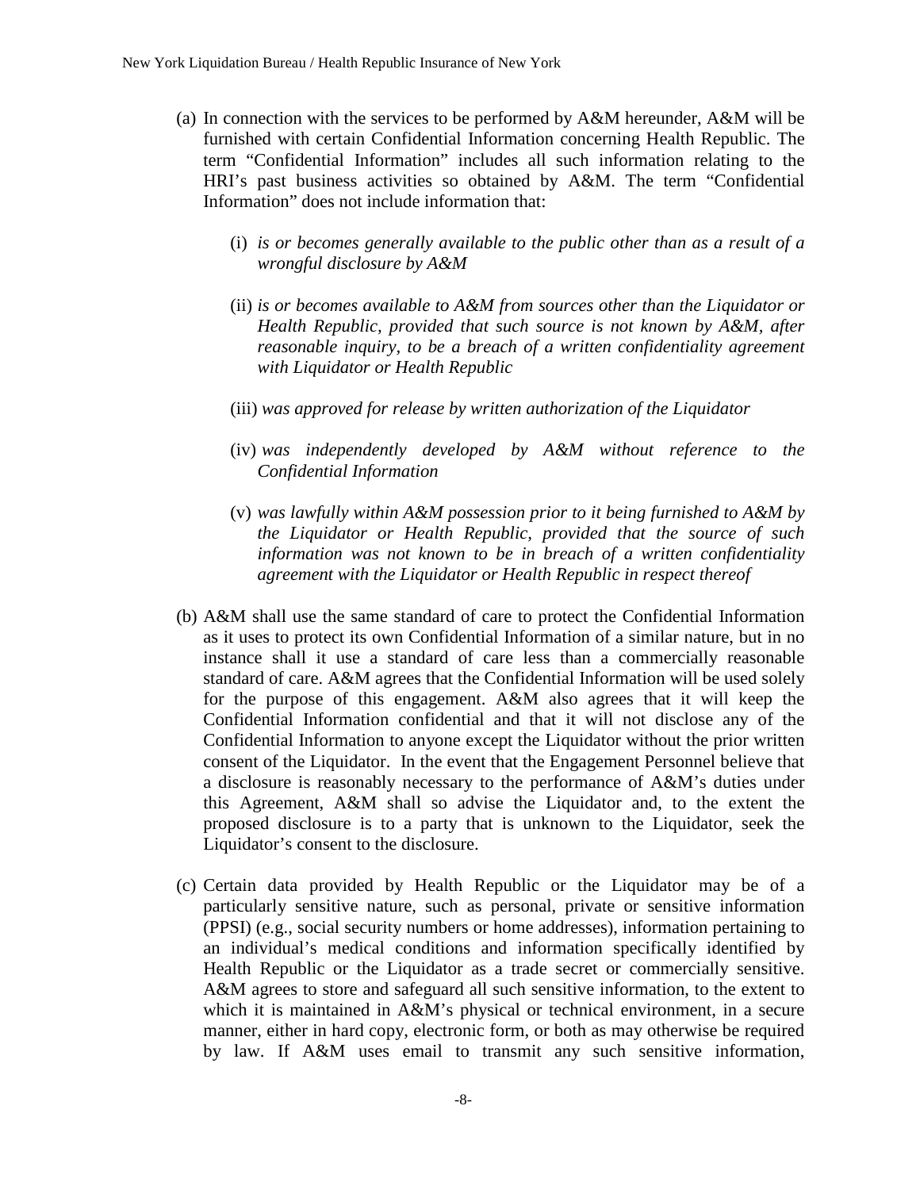(a) In connection with the services to be performed by A&M hereunder, A&M will be furnished with certain Confidential Information concerning Health Republic. The term "Confidential Information" includes all such information relating to the HRI's past business activities so obtained by A&M. The term "Confidential Information" does not include information that:

   (i) *is or becomes generally available to the public other than as a result of a wrongful disclosure by A&M*

   (ii) *is or becomes available to A&M from sources other than the Liquidator or Health Republic, provided that such source is not known by A&M, after reasonable inquiry, to be a breach of a written confidentiality agreement with Liquidator or Health Republic*

   (iii) *was approved for release by written authorization of the Liquidator*

   (iv) *was independently developed by A&M without reference to the Confidential Information*

   (v) *was lawfully within A&M possession prior to it being furnished to A&M by the Liquidator or Health Republic, provided that the source of such information was not known to be in breach of a written confidentiality agreement with the Liquidator or Health Republic in respect thereof*

(b) A&M shall use the same standard of care to protect the Confidential Information as it uses to protect its own Confidential Information of a similar nature, but in no instance shall it use a standard of care less than a commercially reasonable standard of care. A&M agrees that the Confidential Information will be used solely for the purpose of this engagement. A&M also agrees that it will keep the Confidential Information confidential and that it will not disclose any of the Confidential Information to anyone except the Liquidator without the prior written consent of the Liquidator. In the event that the Engagement Personnel believe that a disclosure is reasonably necessary to the performance of A&M's duties under this Agreement, A&M shall so advise the Liquidator and, to the extent the proposed disclosure is to a party that is unknown to the Liquidator, seek the Liquidator's consent to the disclosure.

(c) Certain data provided by Health Republic or the Liquidator may be of a particularly sensitive nature, such as personal, private or sensitive information (PPSI) (e.g., social security numbers or home addresses), information pertaining to an individual's medical conditions and information specifically identified by Health Republic or the Liquidator as a trade secret or commercially sensitive. A&M agrees to store and safeguard all such sensitive information, to the extent to which it is maintained in A&M's physical or technical environment, in a secure manner, either in hard copy, electronic form, or both as may otherwise be required by law. If A&M uses email to transmit any such sensitive information,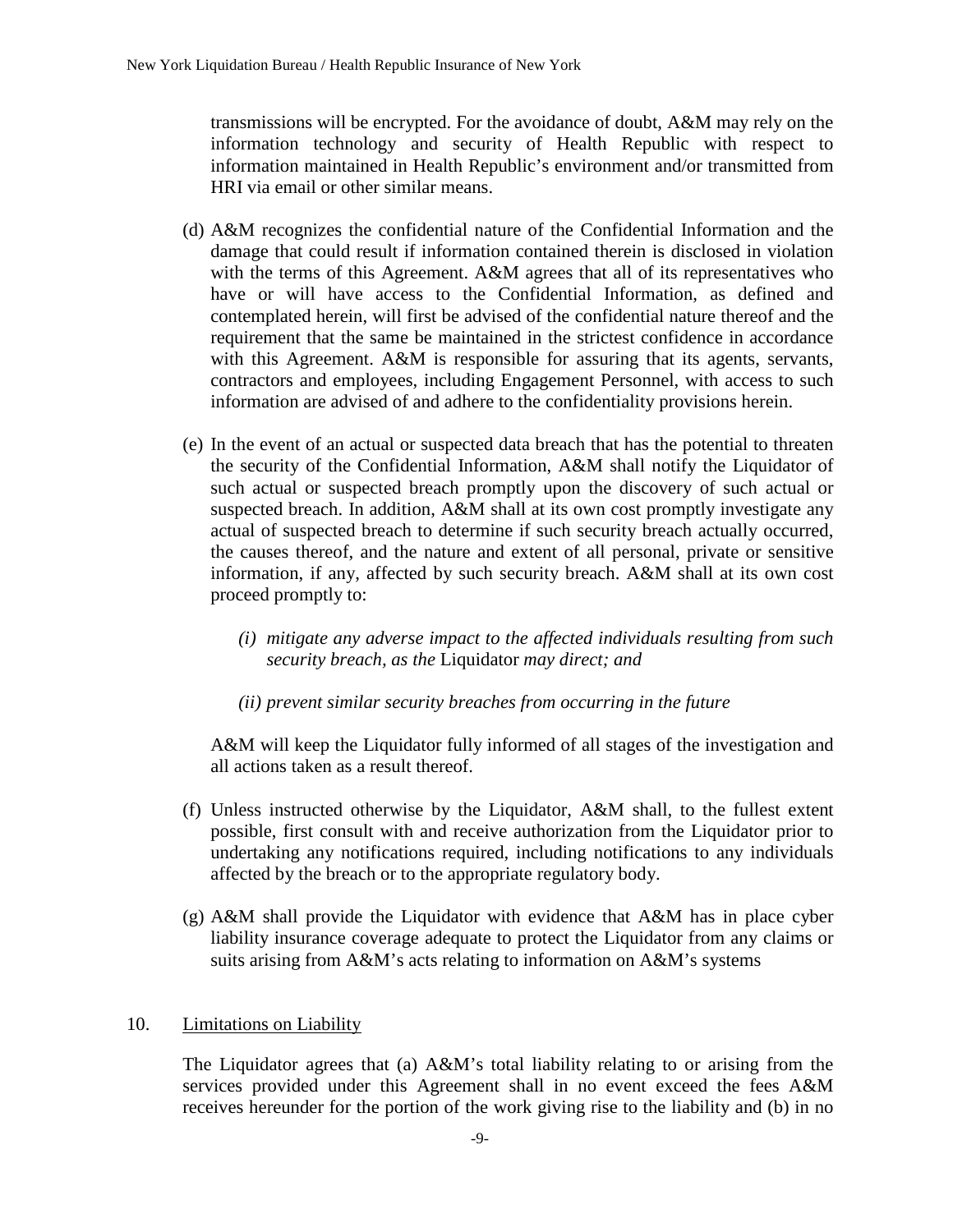transmissions will be encrypted. For the avoidance of doubt, A&M may rely on the information technology and security of Health Republic with respect to information maintained in Health Republic's environment and/or transmitted from HRI via email or other similar means.

(d) A&M recognizes the confidential nature of the Confidential Information and the damage that could result if information contained therein is disclosed in violation with the terms of this Agreement. A&M agrees that all of its representatives who have or will have access to the Confidential Information, as defined and contemplated herein, will first be advised of the confidential nature thereof and the requirement that the same be maintained in the strictest confidence in accordance with this Agreement. A&M is responsible for assuring that its agents, servants, contractors and employees, including Engagement Personnel, with access to such information are advised of and adhere to the confidentiality provisions herein.

(e) In the event of an actual or suspected data breach that has the potential to threaten the security of the Confidential Information, A&M shall notify the Liquidator of such actual or suspected breach promptly upon the discovery of such actual or suspected breach. In addition, A&M shall at its own cost promptly investigate any actual of suspected breach to determine if such security breach actually occurred, the causes thereof, and the nature and extent of all personal, private or sensitive information, if any, affected by such security breach. A&M shall at its own cost proceed promptly to:

*(i) mitigate any adverse impact to the affected individuals resulting from such security breach, as the* Liquidator *may direct; and*

*(ii) prevent similar security breaches from occurring in the future*

A&M will keep the Liquidator fully informed of all stages of the investigation and all actions taken as a result thereof.

(f) Unless instructed otherwise by the Liquidator, A&M shall, to the fullest extent possible, first consult with and receive authorization from the Liquidator prior to undertaking any notifications required, including notifications to any individuals affected by the breach or to the appropriate regulatory body.

(g) A&M shall provide the Liquidator with evidence that A&M has in place cyber liability insurance coverage adequate to protect the Liquidator from any claims or suits arising from A&M's acts relating to information on A&M's systems

10. <u>Limitations on Liability</u>

The Liquidator agrees that (a) A&M's total liability relating to or arising from the services provided under this Agreement shall in no event exceed the fees A&M receives hereunder for the portion of the work giving rise to the liability and (b) in no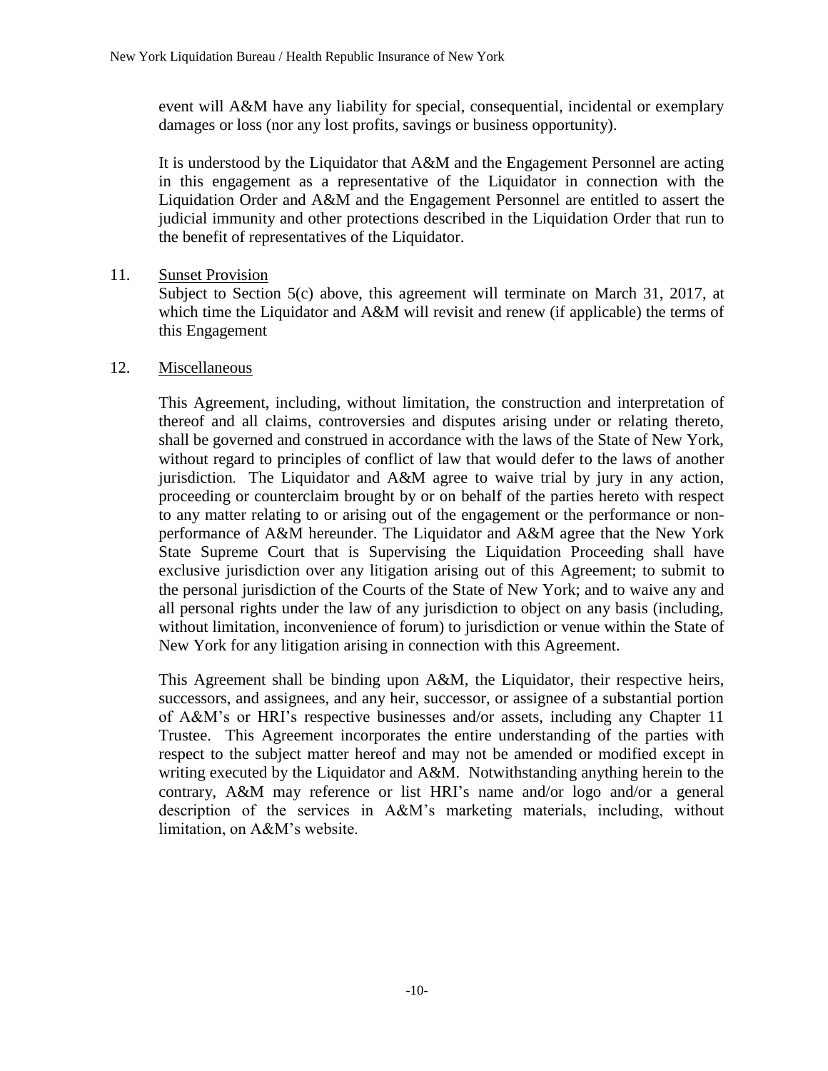event will A&M have any liability for special, consequential, incidental or exemplary damages or loss (nor any lost profits, savings or business opportunity).

It is understood by the Liquidator that A&M and the Engagement Personnel are acting in this engagement as a representative of the Liquidator in connection with the Liquidation Order and A&M and the Engagement Personnel are entitled to assert the judicial immunity and other protections described in the Liquidation Order that run to the benefit of representatives of the Liquidator.

11. Sunset Provision

Subject to Section 5(c) above, this agreement will terminate on March 31, 2017, at which time the Liquidator and A&M will revisit and renew (if applicable) the terms of this Engagement

12. Miscellaneous

This Agreement, including, without limitation, the construction and interpretation of thereof and all claims, controversies and disputes arising under or relating thereto, shall be governed and construed in accordance with the laws of the State of New York, without regard to principles of conflict of law that would defer to the laws of another jurisdiction. The Liquidator and A&M agree to waive trial by jury in any action, proceeding or counterclaim brought by or on behalf of the parties hereto with respect to any matter relating to or arising out of the engagement or the performance or non-performance of A&M hereunder. The Liquidator and A&M agree that the New York State Supreme Court that is Supervising the Liquidation Proceeding shall have exclusive jurisdiction over any litigation arising out of this Agreement; to submit to the personal jurisdiction of the Courts of the State of New York; and to waive any and all personal rights under the law of any jurisdiction to object on any basis (including, without limitation, inconvenience of forum) to jurisdiction or venue within the State of New York for any litigation arising in connection with this Agreement.

This Agreement shall be binding upon A&M, the Liquidator, their respective heirs, successors, and assignees, and any heir, successor, or assignee of a substantial portion of A&M's or HRI's respective businesses and/or assets, including any Chapter 11 Trustee. This Agreement incorporates the entire understanding of the parties with respect to the subject matter hereof and may not be amended or modified except in writing executed by the Liquidator and A&M. Notwithstanding anything herein to the contrary, A&M may reference or list HRI's name and/or logo and/or a general description of the services in A&M's marketing materials, including, without limitation, on A&M's website.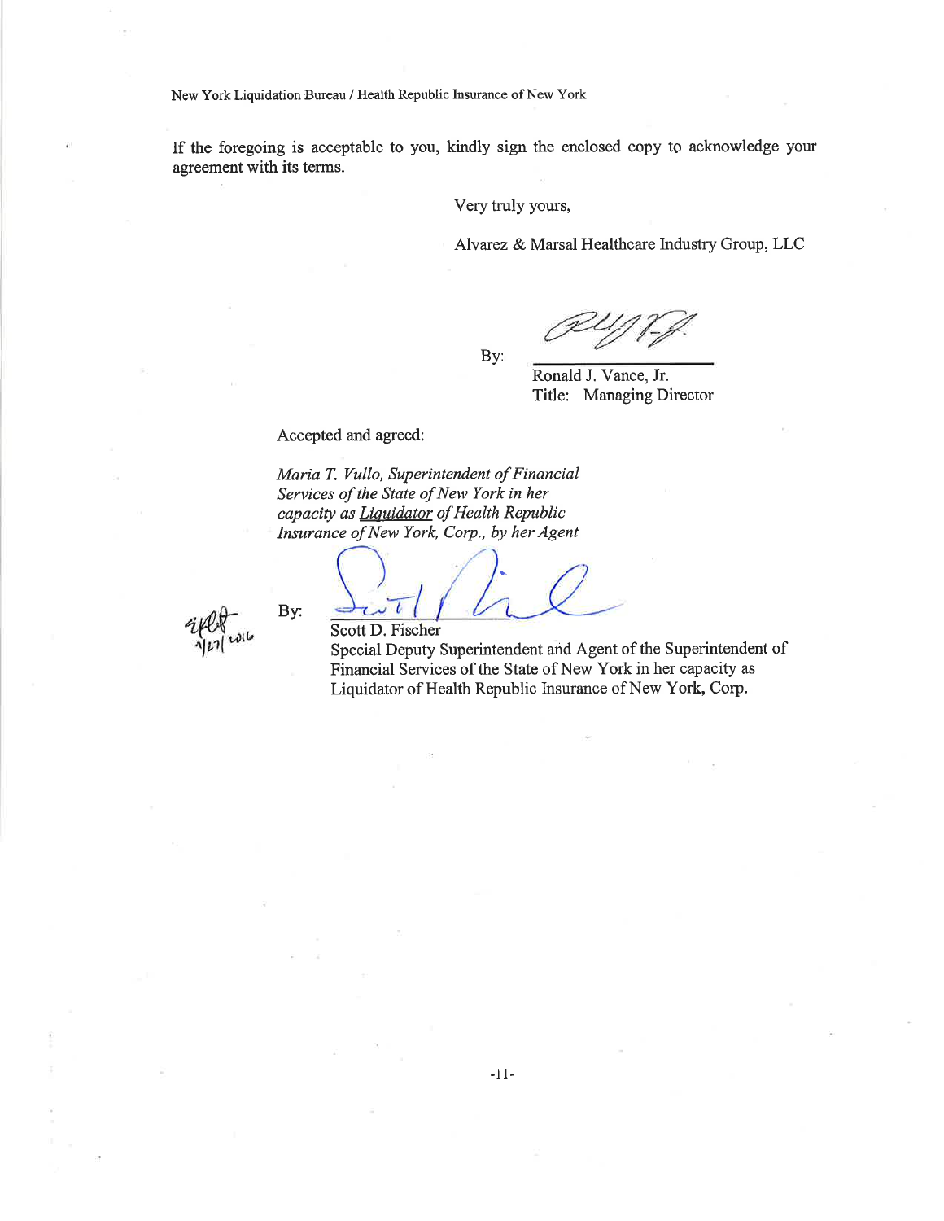If the foregoing is acceptable to you, kindly sign the enclosed copy to acknowledge your agreement with its terms.

Very truly yours,

Alvarez & Marsal Healthcare Industry Group, LLC

By: ______________________

Ronald J. Vance, Jr.
Title: Managing Director

Accepted and agreed:

*Maria T. Vullo, Superintendent of Financial Services of the State of New York in her capacity as Liquidator of Health Republic Insurance of New York, Corp., by her Agent*

By: ______________________

Scott D. Fischer
Special Deputy Superintendent and Agent of the Superintendent of Financial Services of the State of New York in her capacity as Liquidator of Health Republic Insurance of New York, Corp.

1/27/2016